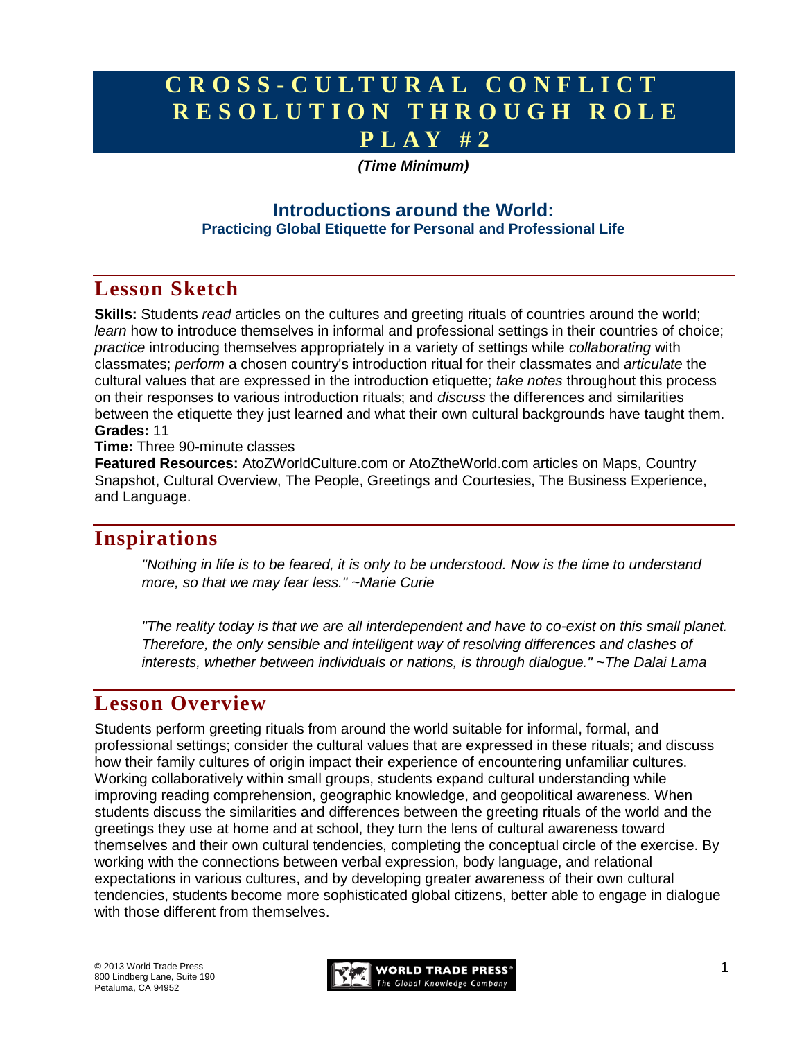# CROSS-CULTURAL CONFLICT RESOLUTION THROUGH ROLE PLAY #2

***(Time Minimum)***

## Introductions around the World:

### Practicing Global Etiquette for Personal and Professional Life

## Lesson Sketch

**Skills:** Students *read* articles on the cultures and greeting rituals of countries around the world; *learn* how to introduce themselves in informal and professional settings in their countries of choice; *practice* introducing themselves appropriately in a variety of settings while *collaborating* with classmates; *perform* a chosen country's introduction ritual for their classmates and *articulate* the cultural values that are expressed in the introduction etiquette; *take notes* throughout this process on their responses to various introduction rituals; and *discuss* the differences and similarities between the etiquette they just learned and what their own cultural backgrounds have taught them.
**Grades:** 11
**Time:** Three 90-minute classes
**Featured Resources:** AtoZWorldCulture.com or AtoZtheWorld.com articles on Maps, Country Snapshot, Cultural Overview, The People, Greetings and Courtesies, The Business Experience, and Language.

## Inspirations

*"Nothing in life is to be feared, it is only to be understood. Now is the time to understand more, so that we may fear less." ~Marie Curie*

*"The reality today is that we are all interdependent and have to co-exist on this small planet. Therefore, the only sensible and intelligent way of resolving differences and clashes of interests, whether between individuals or nations, is through dialogue." ~The Dalai Lama*

## Lesson Overview

Students perform greeting rituals from around the world suitable for informal, formal, and professional settings; consider the cultural values that are expressed in these rituals; and discuss how their family cultures of origin impact their experience of encountering unfamiliar cultures. Working collaboratively within small groups, students expand cultural understanding while improving reading comprehension, geographic knowledge, and geopolitical awareness. When students discuss the similarities and differences between the greeting rituals of the world and the greetings they use at home and at school, they turn the lens of cultural awareness toward themselves and their own cultural tendencies, completing the conceptual circle of the exercise. By working with the connections between verbal expression, body language, and relational expectations in various cultures, and by developing greater awareness of their own cultural tendencies, students become more sophisticated global citizens, better able to engage in dialogue with those different from themselves.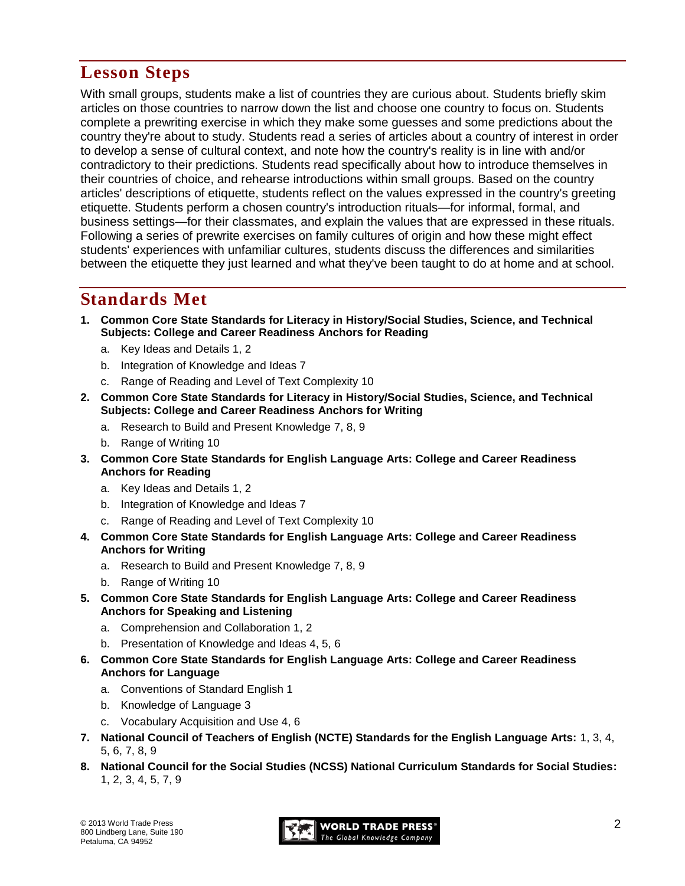## Lesson Steps

With small groups, students make a list of countries they are curious about. Students briefly skim articles on those countries to narrow down the list and choose one country to focus on. Students complete a prewriting exercise in which they make some guesses and some predictions about the country they're about to study. Students read a series of articles about a country of interest in order to develop a sense of cultural context, and note how the country's reality is in line with and/or contradictory to their predictions. Students read specifically about how to introduce themselves in their countries of choice, and rehearse introductions within small groups. Based on the country articles' descriptions of etiquette, students reflect on the values expressed in the country's greeting etiquette. Students perform a chosen country's introduction rituals—for informal, formal, and business settings—for their classmates, and explain the values that are expressed in these rituals. Following a series of prewrite exercises on family cultures of origin and how these might effect students' experiences with unfamiliar cultures, students discuss the differences and similarities between the etiquette they just learned and what they've been taught to do at home and at school.

## Standards Met

1. **Common Core State Standards for Literacy in History/Social Studies, Science, and Technical Subjects: College and Career Readiness Anchors for Reading**
   a. Key Ideas and Details 1, 2
   b. Integration of Knowledge and Ideas 7
   c. Range of Reading and Level of Text Complexity 10
2. **Common Core State Standards for Literacy in History/Social Studies, Science, and Technical Subjects: College and Career Readiness Anchors for Writing**
   a. Research to Build and Present Knowledge 7, 8, 9
   b. Range of Writing 10
3. **Common Core State Standards for English Language Arts: College and Career Readiness Anchors for Reading**
   a. Key Ideas and Details 1, 2
   b. Integration of Knowledge and Ideas 7
   c. Range of Reading and Level of Text Complexity 10
4. **Common Core State Standards for English Language Arts: College and Career Readiness Anchors for Writing**
   a. Research to Build and Present Knowledge 7, 8, 9
   b. Range of Writing 10
5. **Common Core State Standards for English Language Arts: College and Career Readiness Anchors for Speaking and Listening**
   a. Comprehension and Collaboration 1, 2
   b. Presentation of Knowledge and Ideas 4, 5, 6
6. **Common Core State Standards for English Language Arts: College and Career Readiness Anchors for Language**
   a. Conventions of Standard English 1
   b. Knowledge of Language 3
   c. Vocabulary Acquisition and Use 4, 6
7. **National Council of Teachers of English (NCTE) Standards for the English Language Arts:** 1, 3, 4, 5, 6, 7, 8, 9
8. **National Council for the Social Studies (NCSS) National Curriculum Standards for Social Studies:** 1, 2, 3, 4, 5, 7, 9

© 2013 World Trade Press
800 Lindberg Lane, Suite 190
Petaluma, CA 94952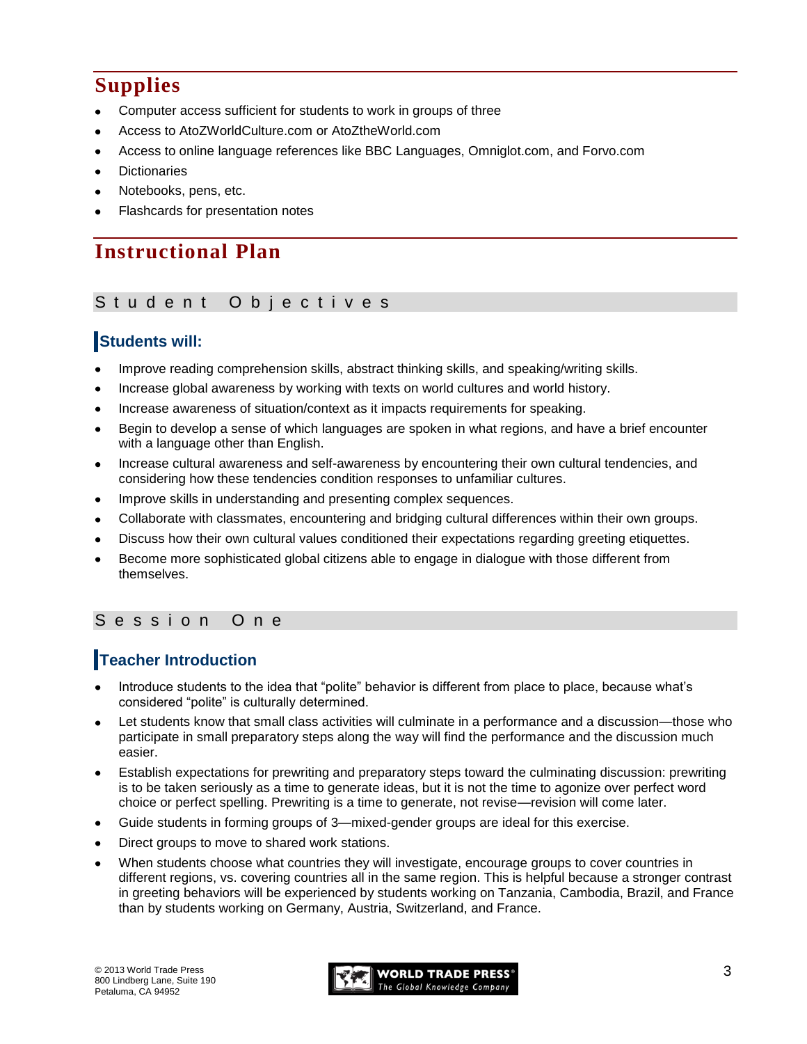## Supplies

- Computer access sufficient for students to work in groups of three
- Access to AtoZWorldCulture.com or AtoZtheWorld.com
- Access to online language references like BBC Languages, Omniglot.com, and Forvo.com
- Dictionaries
- Notebooks, pens, etc.
- Flashcards for presentation notes

## Instructional Plan

### Student Objectives

#### Students will:

- Improve reading comprehension skills, abstract thinking skills, and speaking/writing skills.
- Increase global awareness by working with texts on world cultures and world history.
- Increase awareness of situation/context as it impacts requirements for speaking.
- Begin to develop a sense of which languages are spoken in what regions, and have a brief encounter with a language other than English.
- Increase cultural awareness and self-awareness by encountering their own cultural tendencies, and considering how these tendencies condition responses to unfamiliar cultures.
- Improve skills in understanding and presenting complex sequences.
- Collaborate with classmates, encountering and bridging cultural differences within their own groups.
- Discuss how their own cultural values conditioned their expectations regarding greeting etiquettes.
- Become more sophisticated global citizens able to engage in dialogue with those different from themselves.

### Session One

#### Teacher Introduction

- Introduce students to the idea that “polite” behavior is different from place to place, because what’s considered “polite” is culturally determined.
- Let students know that small class activities will culminate in a performance and a discussion—those who participate in small preparatory steps along the way will find the performance and the discussion much easier.
- Establish expectations for prewriting and preparatory steps toward the culminating discussion: prewriting is to be taken seriously as a time to generate ideas, but it is not the time to agonize over perfect word choice or perfect spelling. Prewriting is a time to generate, not revise—revision will come later.
- Guide students in forming groups of 3—mixed-gender groups are ideal for this exercise.
- Direct groups to move to shared work stations.
- When students choose what countries they will investigate, encourage groups to cover countries in different regions, vs. covering countries all in the same region. This is helpful because a stronger contrast in greeting behaviors will be experienced by students working on Tanzania, Cambodia, Brazil, and France than by students working on Germany, Austria, Switzerland, and France.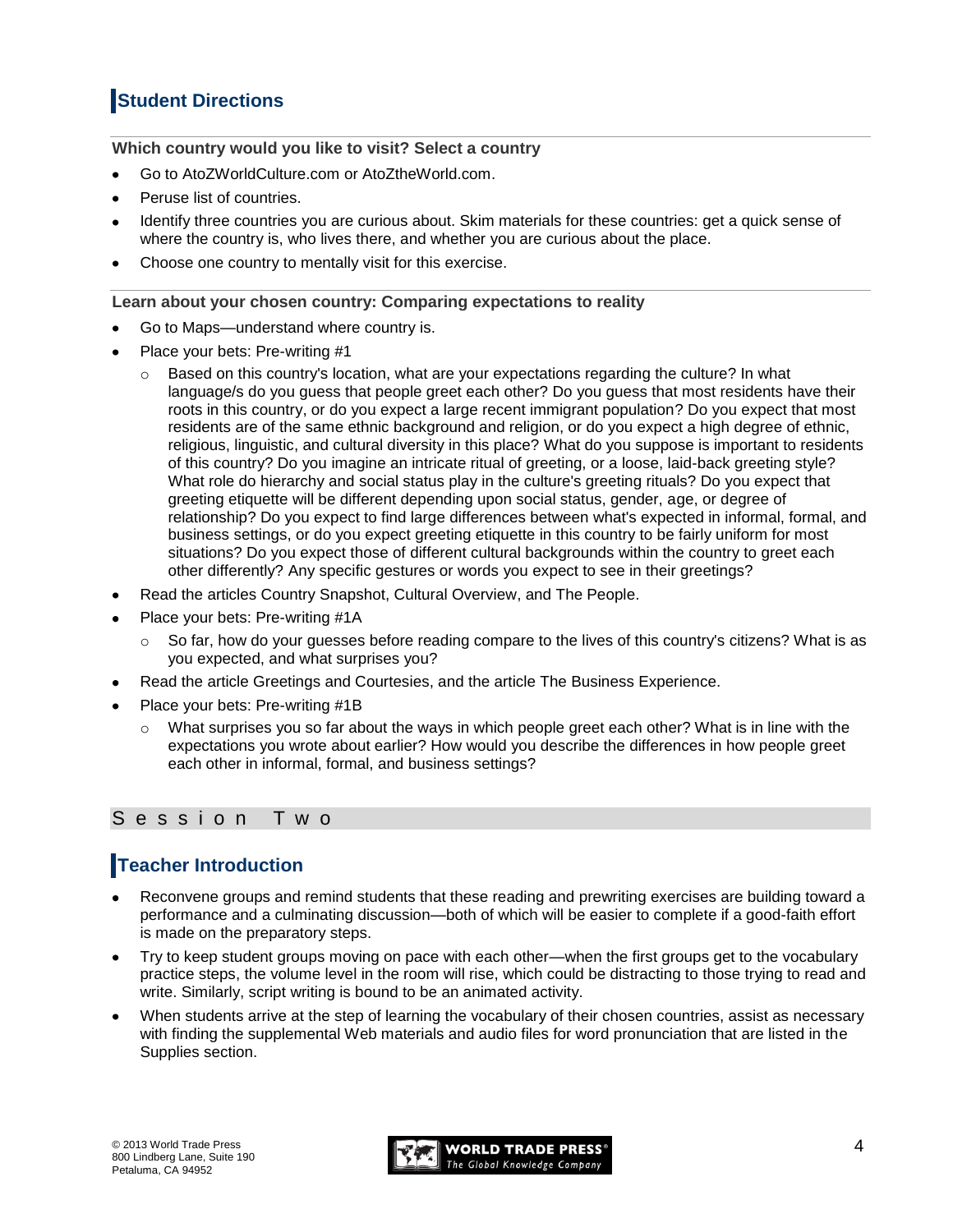## Student Directions

**Which country would you like to visit? Select a country**

- Go to AtoZWorldCulture.com or AtoZtheWorld.com.
- Peruse list of countries.
- Identify three countries you are curious about. Skim materials for these countries: get a quick sense of where the country is, who lives there, and whether you are curious about the place.
- Choose one country to mentally visit for this exercise.

**Learn about your chosen country: Comparing expectations to reality**

- Go to Maps—understand where country is.
- Place your bets: Pre-writing #1
  - Based on this country's location, what are your expectations regarding the culture? In what language/s do you guess that people greet each other? Do you guess that most residents have their roots in this country, or do you expect a large recent immigrant population? Do you expect that most residents are of the same ethnic background and religion, or do you expect a high degree of ethnic, religious, linguistic, and cultural diversity in this place? What do you suppose is important to residents of this country? Do you imagine an intricate ritual of greeting, or a loose, laid-back greeting style? What role do hierarchy and social status play in the culture's greeting rituals? Do you expect that greeting etiquette will be different depending upon social status, gender, age, or degree of relationship? Do you expect to find large differences between what's expected in informal, formal, and business settings, or do you expect greeting etiquette in this country to be fairly uniform for most situations? Do you expect those of different cultural backgrounds within the country to greet each other differently? Any specific gestures or words you expect to see in their greetings?
- Read the articles Country Snapshot, Cultural Overview, and The People.
- Place your bets: Pre-writing #1A
  - So far, how do your guesses before reading compare to the lives of this country's citizens? What is as you expected, and what surprises you?
- Read the article Greetings and Courtesies, and the article The Business Experience.
- Place your bets: Pre-writing #1B
  - What surprises you so far about the ways in which people greet each other? What is in line with the expectations you wrote about earlier? How would you describe the differences in how people greet each other in informal, formal, and business settings?

# Session Two

## Teacher Introduction

- Reconvene groups and remind students that these reading and prewriting exercises are building toward a performance and a culminating discussion—both of which will be easier to complete if a good-faith effort is made on the preparatory steps.
- Try to keep student groups moving on pace with each other—when the first groups get to the vocabulary practice steps, the volume level in the room will rise, which could be distracting to those trying to read and write. Similarly, script writing is bound to be an animated activity.
- When students arrive at the step of learning the vocabulary of their chosen countries, assist as necessary with finding the supplemental Web materials and audio files for word pronunciation that are listed in the Supplies section.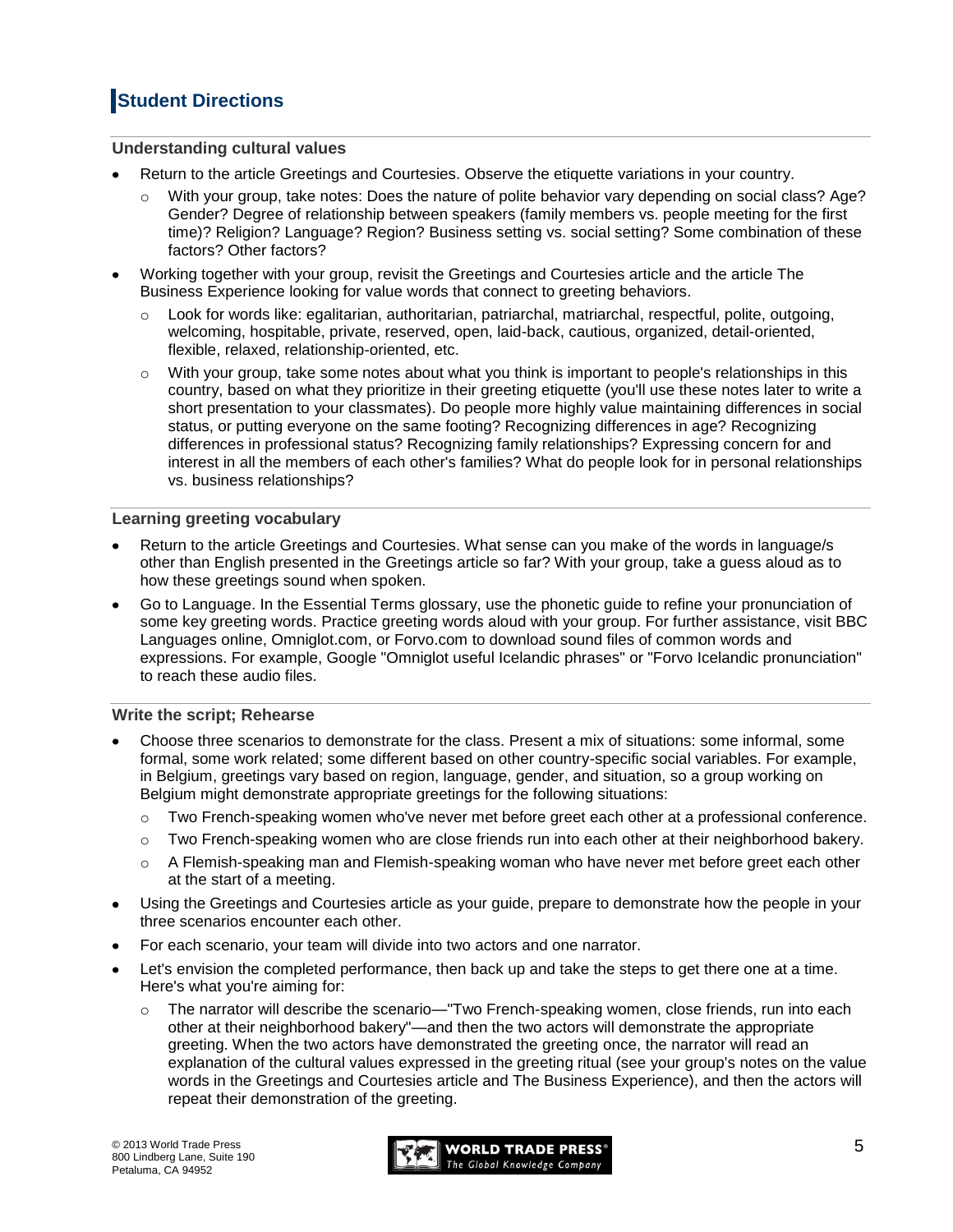## Student Directions

### Understanding cultural values

- Return to the article Greetings and Courtesies. Observe the etiquette variations in your country.
  - With your group, take notes: Does the nature of polite behavior vary depending on social class? Age? Gender? Degree of relationship between speakers (family members vs. people meeting for the first time)? Religion? Language? Region? Business setting vs. social setting? Some combination of these factors? Other factors?
- Working together with your group, revisit the Greetings and Courtesies article and the article The Business Experience looking for value words that connect to greeting behaviors.
  - Look for words like: egalitarian, authoritarian, patriarchal, matriarchal, respectful, polite, outgoing, welcoming, hospitable, private, reserved, open, laid-back, cautious, organized, detail-oriented, flexible, relaxed, relationship-oriented, etc.
  - With your group, take some notes about what you think is important to people's relationships in this country, based on what they prioritize in their greeting etiquette (you'll use these notes later to write a short presentation to your classmates). Do people more highly value maintaining differences in social status, or putting everyone on the same footing? Recognizing differences in age? Recognizing differences in professional status? Recognizing family relationships? Expressing concern for and interest in all the members of each other's families? What do people look for in personal relationships vs. business relationships?

### Learning greeting vocabulary

- Return to the article Greetings and Courtesies. What sense can you make of the words in language/s other than English presented in the Greetings article so far? With your group, take a guess aloud as to how these greetings sound when spoken.
- Go to Language. In the Essential Terms glossary, use the phonetic guide to refine your pronunciation of some key greeting words. Practice greeting words aloud with your group. For further assistance, visit BBC Languages online, Omniglot.com, or Forvo.com to download sound files of common words and expressions. For example, Google "Omniglot useful Icelandic phrases" or "Forvo Icelandic pronunciation" to reach these audio files.

### Write the script; Rehearse

- Choose three scenarios to demonstrate for the class. Present a mix of situations: some informal, some formal, some work related; some different based on other country-specific social variables. For example, in Belgium, greetings vary based on region, language, gender, and situation, so a group working on Belgium might demonstrate appropriate greetings for the following situations:
  - Two French-speaking women who've never met before greet each other at a professional conference.
  - Two French-speaking women who are close friends run into each other at their neighborhood bakery.
  - A Flemish-speaking man and Flemish-speaking woman who have never met before greet each other at the start of a meeting.
- Using the Greetings and Courtesies article as your guide, prepare to demonstrate how the people in your three scenarios encounter each other.
- For each scenario, your team will divide into two actors and one narrator.
- Let's envision the completed performance, then back up and take the steps to get there one at a time. Here's what you're aiming for:
  - The narrator will describe the scenario—"Two French-speaking women, close friends, run into each other at their neighborhood bakery"—and then the two actors will demonstrate the appropriate greeting. When the two actors have demonstrated the greeting once, the narrator will read an explanation of the cultural values expressed in the greeting ritual (see your group's notes on the value words in the Greetings and Courtesies article and The Business Experience), and then the actors will repeat their demonstration of the greeting.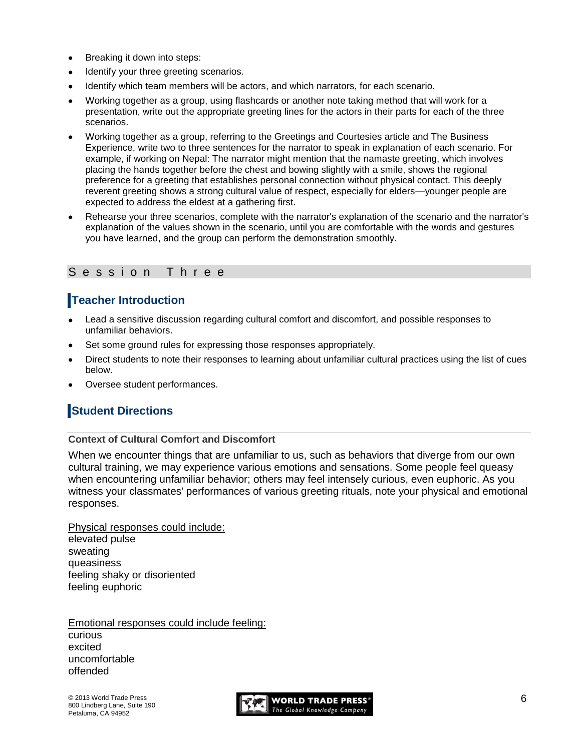- Breaking it down into steps:
- Identify your three greeting scenarios.
- Identify which team members will be actors, and which narrators, for each scenario.
- Working together as a group, using flashcards or another note taking method that will work for a presentation, write out the appropriate greeting lines for the actors in their parts for each of the three scenarios.
- Working together as a group, referring to the Greetings and Courtesies article and The Business Experience, write two to three sentences for the narrator to speak in explanation of each scenario. For example, if working on Nepal: The narrator might mention that the namaste greeting, which involves placing the hands together before the chest and bowing slightly with a smile, shows the regional preference for a greeting that establishes personal connection without physical contact. This deeply reverent greeting shows a strong cultural value of respect, especially for elders—younger people are expected to address the eldest at a gathering first.
- Rehearse your three scenarios, complete with the narrator's explanation of the scenario and the narrator's explanation of the values shown in the scenario, until you are comfortable with the words and gestures you have learned, and the group can perform the demonstration smoothly.

## Session Three

### Teacher Introduction

- Lead a sensitive discussion regarding cultural comfort and discomfort, and possible responses to unfamiliar behaviors.
- Set some ground rules for expressing those responses appropriately.
- Direct students to note their responses to learning about unfamiliar cultural practices using the list of cues below.
- Oversee student performances.

### Student Directions

#### Context of Cultural Comfort and Discomfort

When we encounter things that are unfamiliar to us, such as behaviors that diverge from our own cultural training, we may experience various emotions and sensations. Some people feel queasy when encountering unfamiliar behavior; others may feel intensely curious, even euphoric. As you witness your classmates' performances of various greeting rituals, note your physical and emotional responses.

<u>Physical responses could include:</u>
elevated pulse
sweating
queasiness
feeling shaky or disoriented
feeling euphoric

<u>Emotional responses could include feeling:</u>
curious
excited
uncomfortable
offended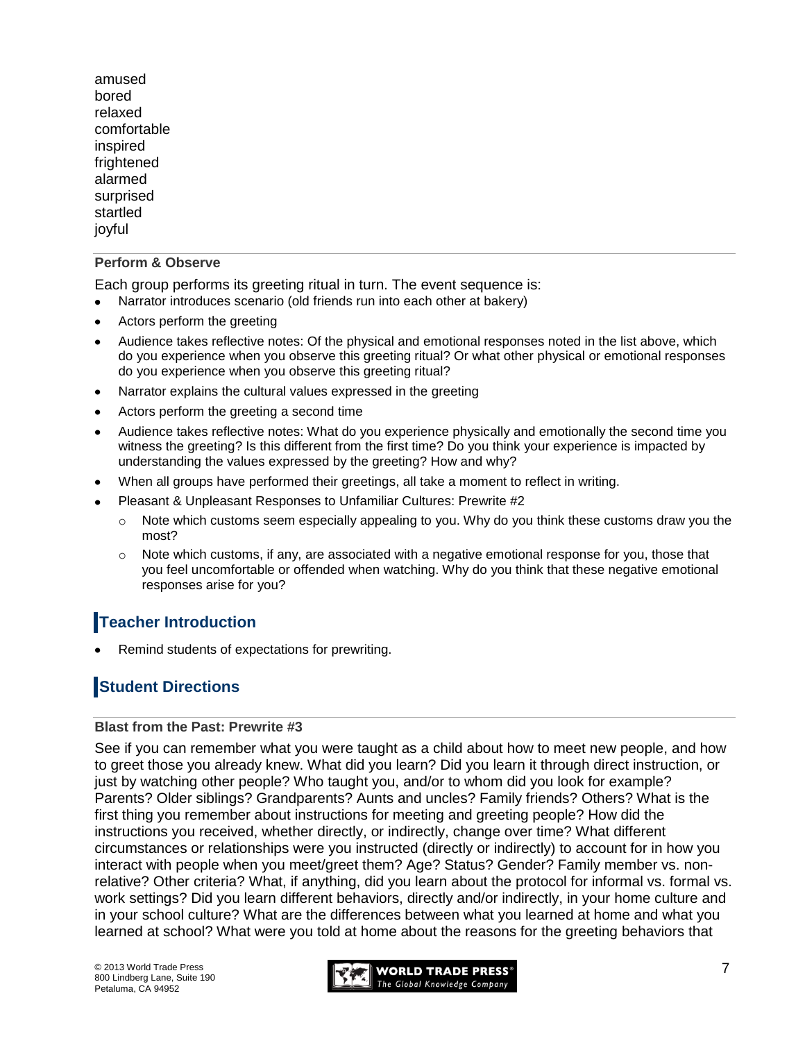amused
bored
relaxed
comfortable
inspired
frightened
alarmed
surprised
startled
joyful

#### Perform & Observe

Each group performs its greeting ritual in turn. The event sequence is:

- Narrator introduces scenario (old friends run into each other at bakery)
- Actors perform the greeting
- Audience takes reflective notes: Of the physical and emotional responses noted in the list above, which do you experience when you observe this greeting ritual? Or what other physical or emotional responses do you experience when you observe this greeting ritual?
- Narrator explains the cultural values expressed in the greeting
- Actors perform the greeting a second time
- Audience takes reflective notes: What do you experience physically and emotionally the second time you witness the greeting? Is this different from the first time? Do you think your experience is impacted by understanding the values expressed by the greeting? How and why?
- When all groups have performed their greetings, all take a moment to reflect in writing.
- Pleasant & Unpleasant Responses to Unfamiliar Cultures: Prewrite #2
  - Note which customs seem especially appealing to you. Why do you think these customs draw you the most?
  - Note which customs, if any, are associated with a negative emotional response for you, those that you feel uncomfortable or offended when watching. Why do you think that these negative emotional responses arise for you?

## Teacher Introduction

- Remind students of expectations for prewriting.

## Student Directions

#### Blast from the Past: Prewrite #3

See if you can remember what you were taught as a child about how to meet new people, and how to greet those you already knew. What did you learn? Did you learn it through direct instruction, or just by watching other people? Who taught you, and/or to whom did you look for example? Parents? Older siblings? Grandparents? Aunts and uncles? Family friends? Others? What is the first thing you remember about instructions for meeting and greeting people? How did the instructions you received, whether directly, or indirectly, change over time? What different circumstances or relationships were you instructed (directly or indirectly) to account for in how you interact with people when you meet/greet them? Age? Status? Gender? Family member vs. non-relative? Other criteria? What, if anything, did you learn about the protocol for informal vs. formal vs. work settings? Did you learn different behaviors, directly and/or indirectly, in your home culture and in your school culture? What are the differences between what you learned at home and what you learned at school? What were you told at home about the reasons for the greeting behaviors that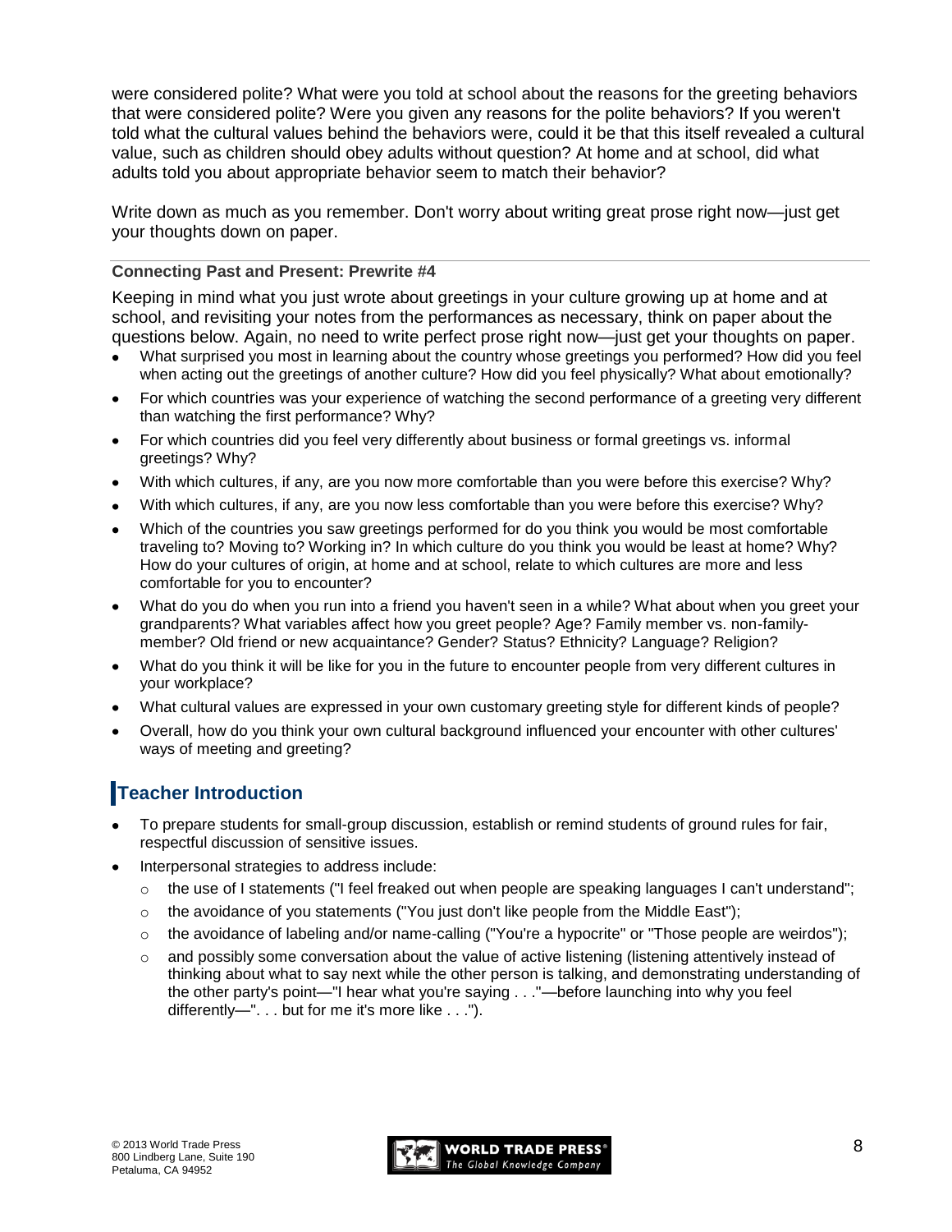were considered polite? What were you told at school about the reasons for the greeting behaviors that were considered polite? Were you given any reasons for the polite behaviors? If you weren't told what the cultural values behind the behaviors were, could it be that this itself revealed a cultural value, such as children should obey adults without question? At home and at school, did what adults told you about appropriate behavior seem to match their behavior?

Write down as much as you remember. Don't worry about writing great prose right now—just get your thoughts down on paper.

---

**Connecting Past and Present: Prewrite #4**

Keeping in mind what you just wrote about greetings in your culture growing up at home and at school, and revisiting your notes from the performances as necessary, think on paper about the questions below. Again, no need to write perfect prose right now—just get your thoughts on paper.

- What surprised you most in learning about the country whose greetings you performed? How did you feel when acting out the greetings of another culture? How did you feel physically? What about emotionally?
- For which countries was your experience of watching the second performance of a greeting very different than watching the first performance? Why?
- For which countries did you feel very differently about business or formal greetings vs. informal greetings? Why?
- With which cultures, if any, are you now more comfortable than you were before this exercise? Why?
- With which cultures, if any, are you now less comfortable than you were before this exercise? Why?
- Which of the countries you saw greetings performed for do you think you would be most comfortable traveling to? Moving to? Working in? In which culture do you think you would be least at home? Why? How do your cultures of origin, at home and at school, relate to which cultures are more and less comfortable for you to encounter?
- What do you do when you run into a friend you haven't seen in a while? What about when you greet your grandparents? What variables affect how you greet people? Age? Family member vs. non-family-member? Old friend or new acquaintance? Gender? Status? Ethnicity? Language? Religion?
- What do you think it will be like for you in the future to encounter people from very different cultures in your workplace?
- What cultural values are expressed in your own customary greeting style for different kinds of people?
- Overall, how do you think your own cultural background influenced your encounter with other cultures' ways of meeting and greeting?

## Teacher Introduction

- To prepare students for small-group discussion, establish or remind students of ground rules for fair, respectful discussion of sensitive issues.
- Interpersonal strategies to address include:
  - the use of I statements ("I feel freaked out when people are speaking languages I can't understand";
  - the avoidance of you statements ("You just don't like people from the Middle East");
  - the avoidance of labeling and/or name-calling ("You're a hypocrite" or "Those people are weirdos");
  - and possibly some conversation about the value of active listening (listening attentively instead of thinking about what to say next while the other person is talking, and demonstrating understanding of the other party's point—"I hear what you're saying . . ."—before launching into why you feel differently—". . . but for me it's more like . . .").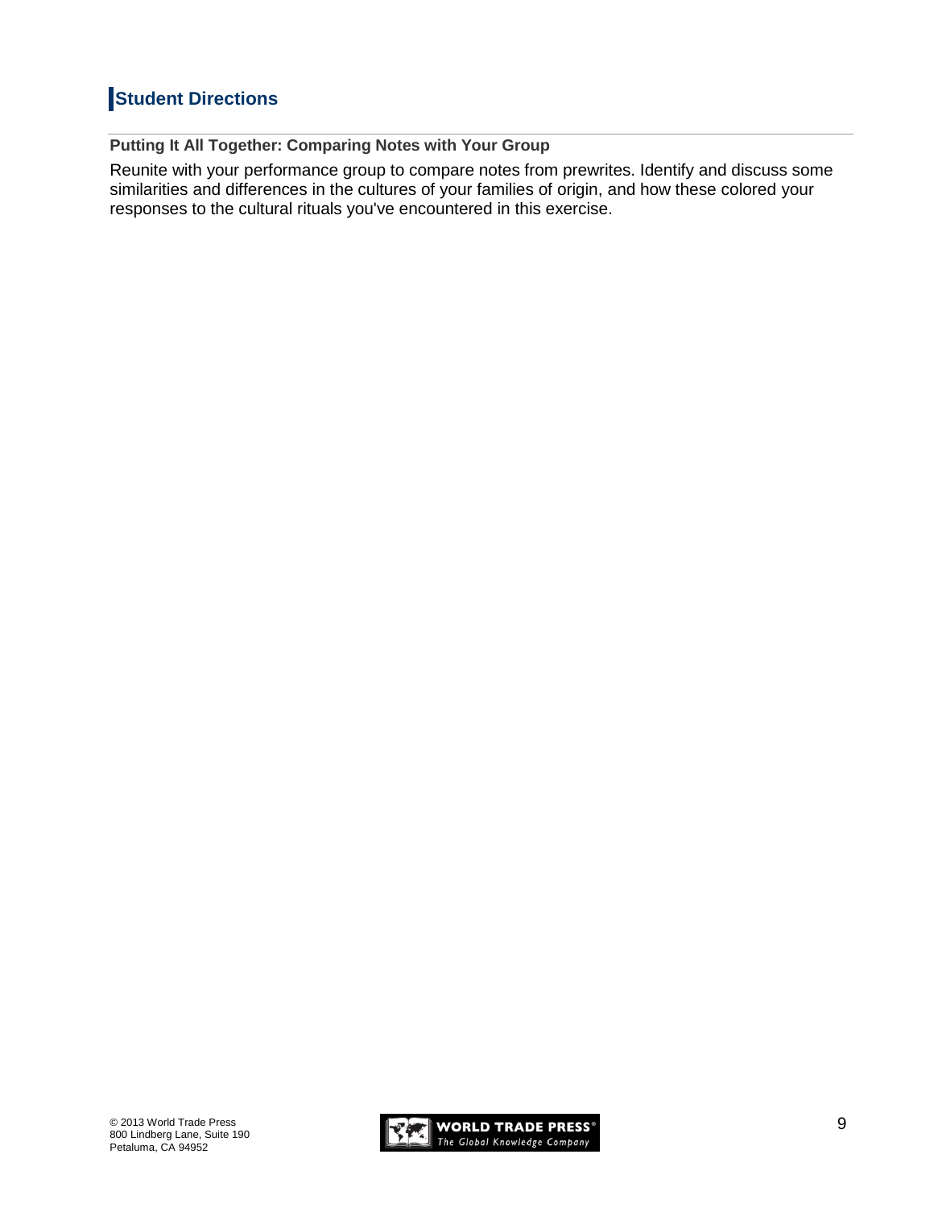## Student Directions

### Putting It All Together: Comparing Notes with Your Group

Reunite with your performance group to compare notes from prewrites. Identify and discuss some similarities and differences in the cultures of your families of origin, and how these colored your responses to the cultural rituals you've encountered in this exercise.